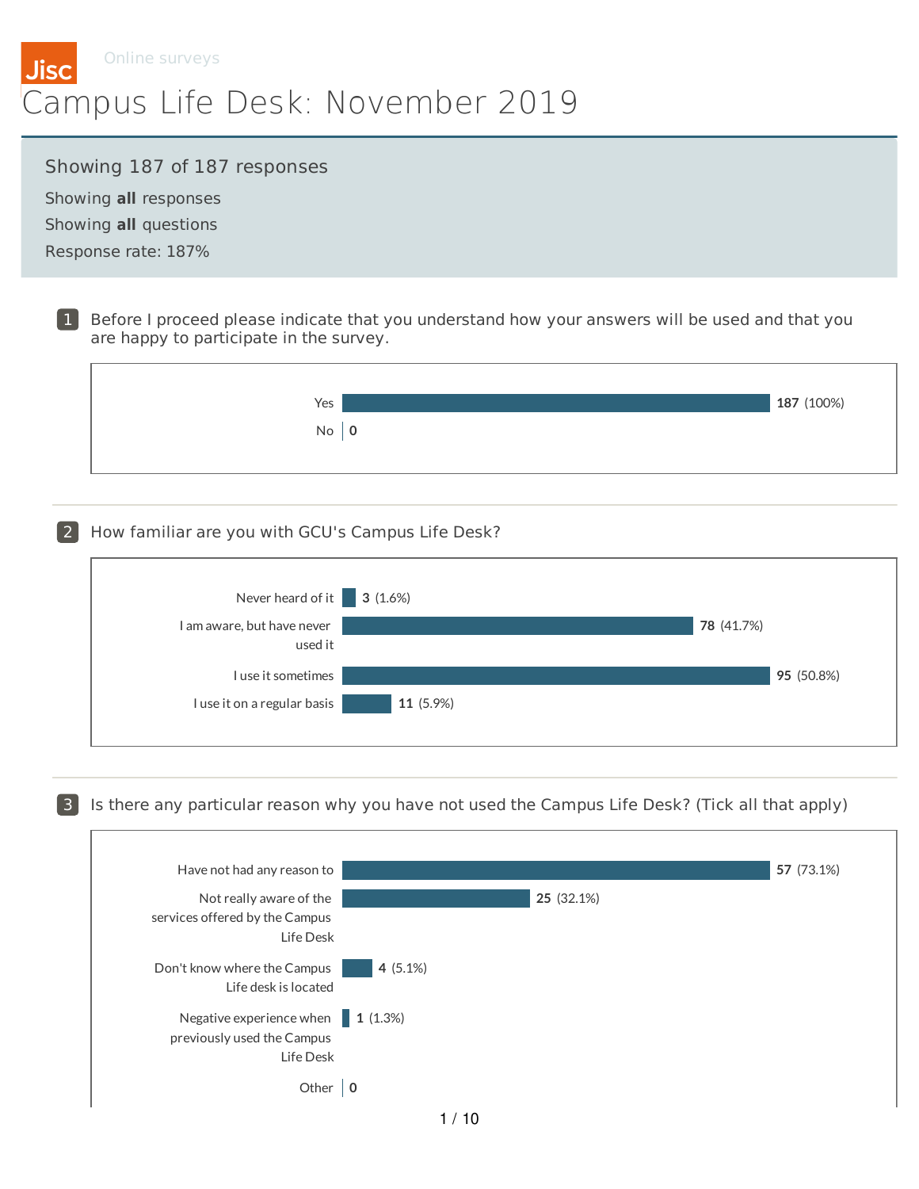Jisc Online surveys

# Campus Life Desk: November 2019

Showing 187 of 187 responses

Showing **all** responses

Showing **all** questions

Response rate: 187%

## 1 Before I proceed please indicate that you understand how your answers will be used and that you are happy to participate in the survey.

| Option | Count | Percentage |
|---|---|---|
| Yes | 187 | (100%) |
| No | 0 | |

## 2 How familiar are you with GCU's Campus Life Desk?

| Option | Count | Percentage |
|---|---|---|
| Never heard of it | 3 | (1.6%) |
| I am aware, but have never used it | 78 | (41.7%) |
| I use it sometimes | 95 | (50.8%) |
| I use it on a regular basis | 11 | (5.9%) |

## 3 Is there any particular reason why you have not used the Campus Life Desk? (Tick all that apply)

| Option | Count | Percentage |
|---|---|---|
| Have not had any reason to | 57 | (73.1%) |
| Not really aware of the services offered by the Campus Life Desk | 25 | (32.1%) |
| Don't know where the Campus Life desk is located | 4 | (5.1%) |
| Negative experience when previously used the Campus Life Desk | 1 | (1.3%) |
| Other | 0 | |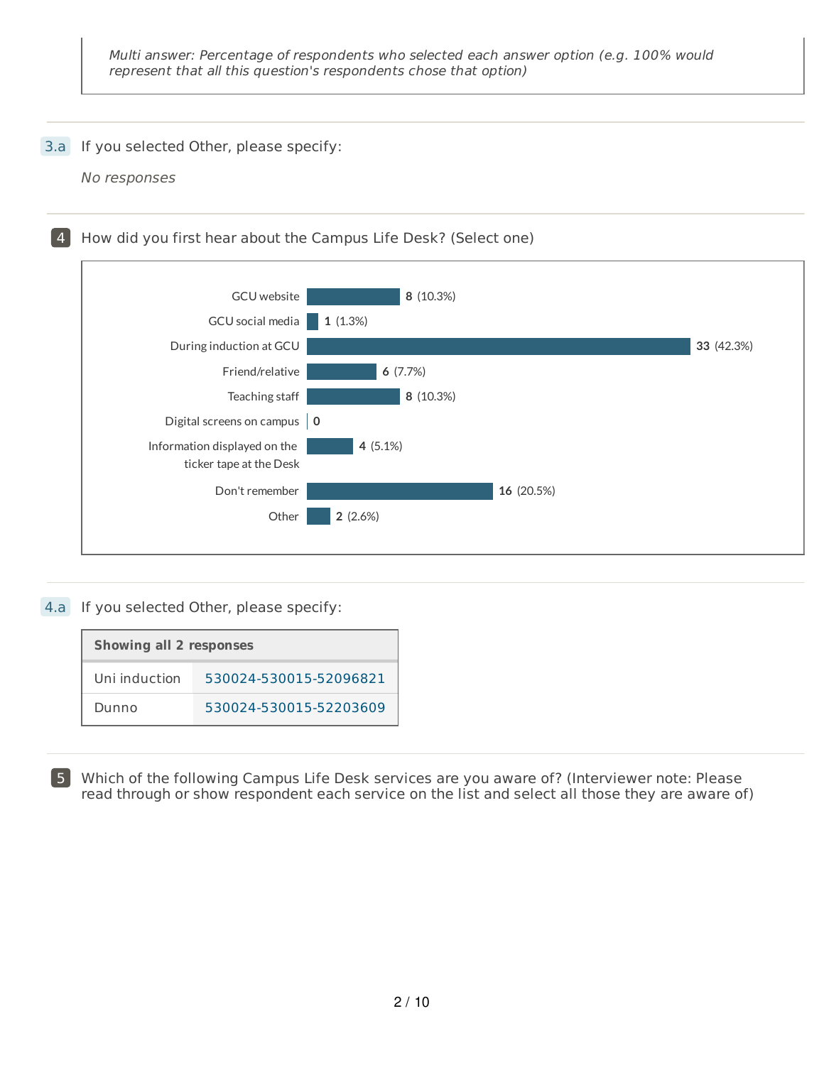*Multi answer: Percentage of respondents who selected each answer option (e.g. 100% would represent that all this question's respondents chose that option)*

---

**3.a** If you selected Other, please specify:

*No responses*

---

**4** How did you first hear about the Campus Life Desk? (Select one)

| Option | Count | Percentage |
|---|---|---|
| GCU website | 8 | (10.3%) |
| GCU social media | 1 | (1.3%) |
| During induction at GCU | 33 | (42.3%) |
| Friend/relative | 6 | (7.7%) |
| Teaching staff | 8 | (10.3%) |
| Digital screens on campus | 0 | |
| Information displayed on the ticker tape at the Desk | 4 | (5.1%) |
| Don't remember | 16 | (20.5%) |
| Other | 2 | (2.6%) |

---

**4.a** If you selected Other, please specify:

| Showing all 2 responses | |
|---|---|
| Uni induction | 530024-530015-52096821 |
| Dunno | 530024-530015-52203609 |

---

**5** Which of the following Campus Life Desk services are you aware of? (Interviewer note: Please read through or show respondent each service on the list and select all those they are aware of)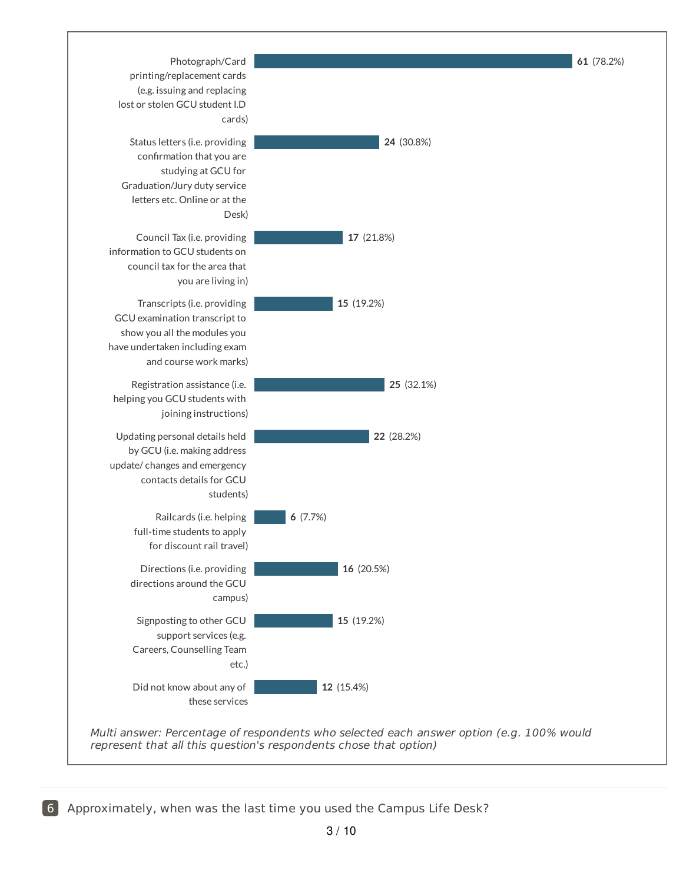| Answer option | Count | Percentage |
|---|---|---|
| Photograph/Card printing/replacement cards (e.g. issuing and replacing lost or stolen GCU student I.D cards) | 61 | (78.2%) |
| Status letters (i.e. providing confirmation that you are studying at GCU for Graduation/Jury duty service letters etc. Online or at the Desk) | 24 | (30.8%) |
| Council Tax (i.e. providing information to GCU students on council tax for the area that you are living in) | 17 | (21.8%) |
| Transcripts (i.e. providing GCU examination transcript to show you all the modules you have undertaken including exam and course work marks) | 15 | (19.2%) |
| Registration assistance (i.e. helping you GCU students with joining instructions) | 25 | (32.1%) |
| Updating personal details held by GCU (i.e. making address update/ changes and emergency contacts details for GCU students) | 22 | (28.2%) |
| Railcards (i.e. helping full-time students to apply for discount rail travel) | 6 | (7.7%) |
| Directions (i.e. providing directions around the GCU campus) | 16 | (20.5%) |
| Signposting to other GCU support services (e.g. Careers, Counselling Team etc.) | 15 | (19.2%) |
| Did not know about any of these services | 12 | (15.4%) |

*Multi answer: Percentage of respondents who selected each answer option (e.g. 100% would represent that all this question's respondents chose that option)*

**6** Approximately, when was the last time you used the Campus Life Desk?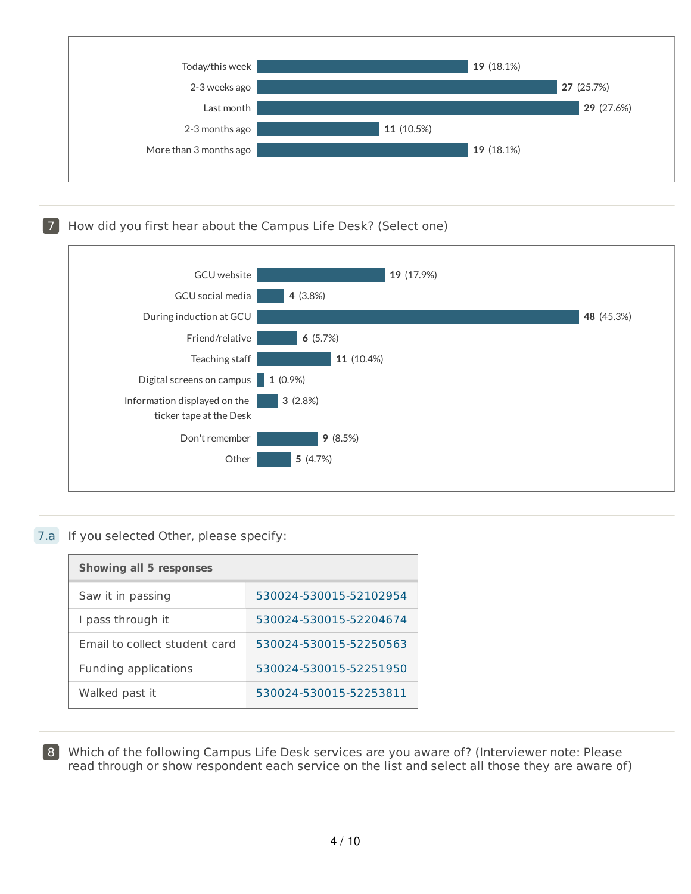| Response | Count | Percentage |
|---|---|---|
| Today/this week | 19 | (18.1%) |
| 2-3 weeks ago | 27 | (25.7%) |
| Last month | 29 | (27.6%) |
| 2-3 months ago | 11 | (10.5%) |
| More than 3 months ago | 19 | (18.1%) |

## 7 How did you first hear about the Campus Life Desk? (Select one)

| Response | Count | Percentage |
|---|---|---|
| GCU website | 19 | (17.9%) |
| GCU social media | 4 | (3.8%) |
| During induction at GCU | 48 | (45.3%) |
| Friend/relative | 6 | (5.7%) |
| Teaching staff | 11 | (10.4%) |
| Digital screens on campus | 1 | (0.9%) |
| Information displayed on the ticker tape at the Desk | 3 | (2.8%) |
| Don't remember | 9 | (8.5%) |
| Other | 5 | (4.7%) |

## 7.a If you selected Other, please specify:

| Showing all 5 responses | |
|---|---|
| Saw it in passing | 530024-530015-52102954 |
| I pass through it | 530024-530015-52204674 |
| Email to collect student card | 530024-530015-52250563 |
| Funding applications | 530024-530015-52251950 |
| Walked past it | 530024-530015-52253811 |

## 8 Which of the following Campus Life Desk services are you aware of? (Interviewer note: Please read through or show respondent each service on the list and select all those they are aware of)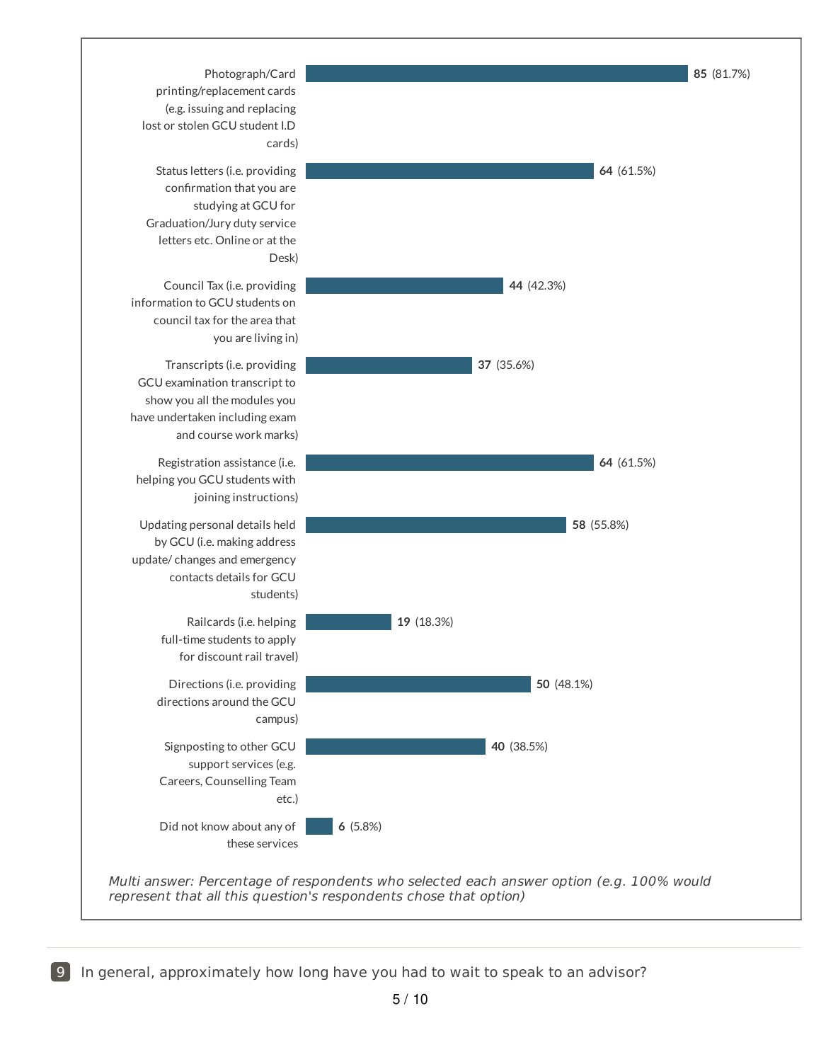| Option | Count | Percentage |
| --- | --- | --- |
| Photograph/Card printing/replacement cards (e.g. issuing and replacing lost or stolen GCU student I.D cards) | 85 | (81.7%) |
| Status letters (i.e. providing confirmation that you are studying at GCU for Graduation/Jury duty service letters etc. Online or at the Desk) | 64 | (61.5%) |
| Council Tax (i.e. providing information to GCU students on council tax for the area that you are living in) | 44 | (42.3%) |
| Transcripts (i.e. providing GCU examination transcript to show you all the modules you have undertaken including exam and course work marks) | 37 | (35.6%) |
| Registration assistance (i.e. helping you GCU students with joining instructions) | 64 | (61.5%) |
| Updating personal details held by GCU (i.e. making address update/ changes and emergency contacts details for GCU students) | 58 | (55.8%) |
| Railcards (i.e. helping full-time students to apply for discount rail travel) | 19 | (18.3%) |
| Directions (i.e. providing directions around the GCU campus) | 50 | (48.1%) |
| Signposting to other GCU support services (e.g. Careers, Counselling Team etc.) | 40 | (38.5%) |
| Did not know about any of these services | 6 | (5.8%) |

*Multi answer: Percentage of respondents who selected each answer option (e.g. 100% would represent that all this question's respondents chose that option)*

**9** In general, approximately how long have you had to wait to speak to an advisor?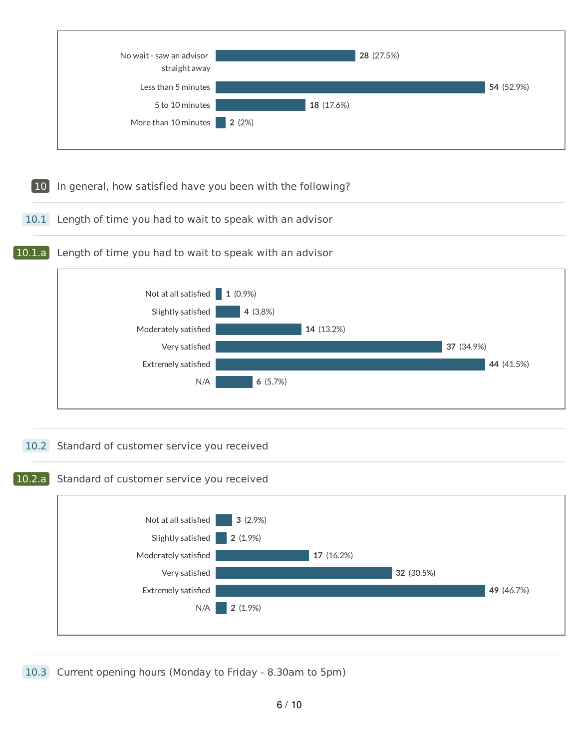| Response | Count | Percentage |
|---|---|---|
| No wait - saw an advisor straight away | 28 | (27.5%) |
| Less than 5 minutes | 54 | (52.9%) |
| 5 to 10 minutes | 18 | (17.6%) |
| More than 10 minutes | 2 | (2%) |

## 10 In general, how satisfied have you been with the following?

### 10.1 Length of time you had to wait to speak with an advisor

#### 10.1.a Length of time you had to wait to speak with an advisor

| Response | Count | Percentage |
|---|---|---|
| Not at all satisfied | 1 | (0.9%) |
| Slightly satisfied | 4 | (3.8%) |
| Moderately satisfied | 14 | (13.2%) |
| Very satisfied | 37 | (34.9%) |
| Extremely satisfied | 44 | (41.5%) |
| N/A | 6 | (5.7%) |

### 10.2 Standard of customer service you received

#### 10.2.a Standard of customer service you received

| Response | Count | Percentage |
|---|---|---|
| Not at all satisfied | 3 | (2.9%) |
| Slightly satisfied | 2 | (1.9%) |
| Moderately satisfied | 17 | (16.2%) |
| Very satisfied | 32 | (30.5%) |
| Extremely satisfied | 49 | (46.7%) |
| N/A | 2 | (1.9%) |

### 10.3 Current opening hours (Monday to Friday - 8.30am to 5pm)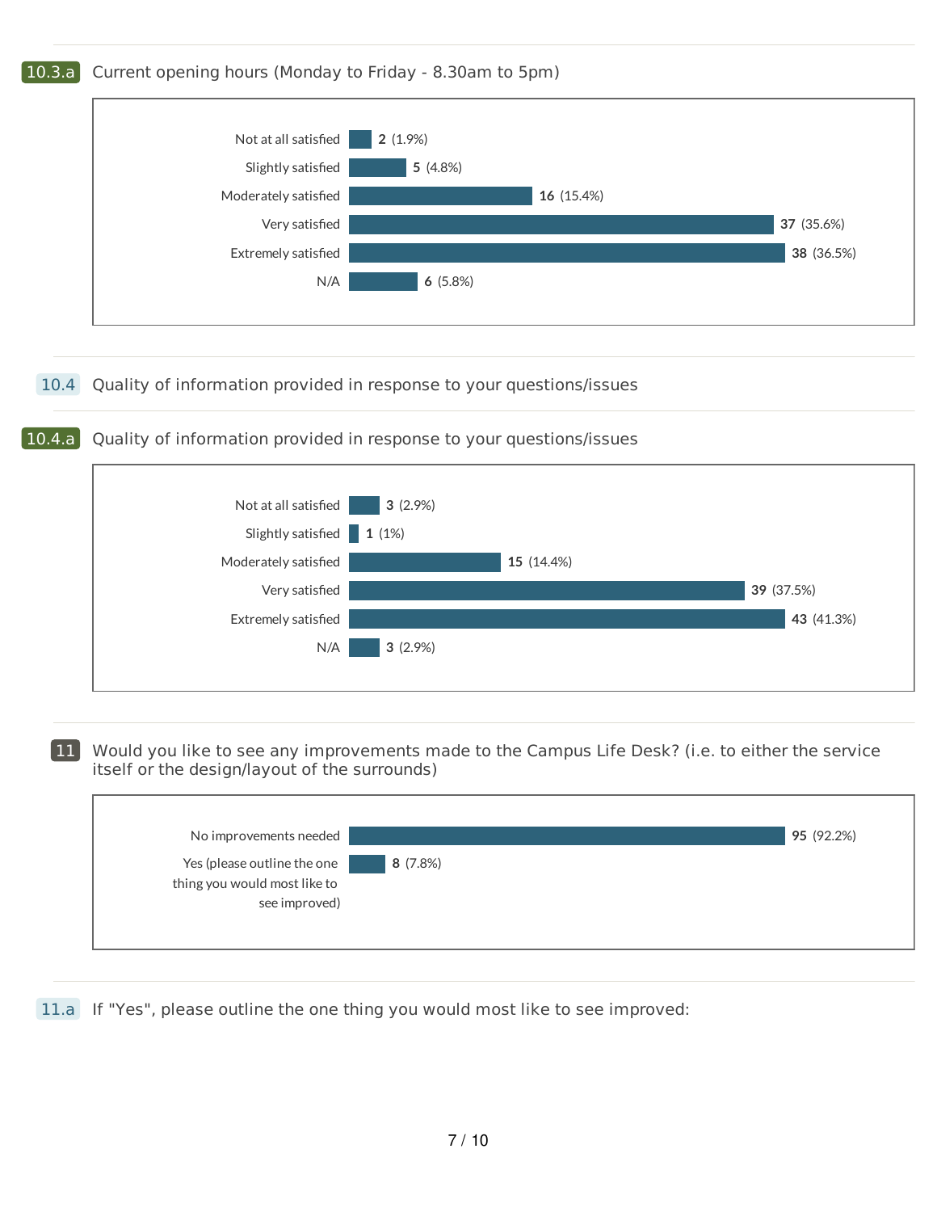## 10.3.a Current opening hours (Monday to Friday - 8.30am to 5pm)

| Response | Count | Percentage |
|---|---|---|
| Not at all satisfied | 2 | (1.9%) |
| Slightly satisfied | 5 | (4.8%) |
| Moderately satisfied | 16 | (15.4%) |
| Very satisfied | 37 | (35.6%) |
| Extremely satisfied | 38 | (36.5%) |
| N/A | 6 | (5.8%) |

## 10.4 Quality of information provided in response to your questions/issues

## 10.4.a Quality of information provided in response to your questions/issues

| Response | Count | Percentage |
|---|---|---|
| Not at all satisfied | 3 | (2.9%) |
| Slightly satisfied | 1 | (1%) |
| Moderately satisfied | 15 | (14.4%) |
| Very satisfied | 39 | (37.5%) |
| Extremely satisfied | 43 | (41.3%) |
| N/A | 3 | (2.9%) |

## 11 Would you like to see any improvements made to the Campus Life Desk? (i.e. to either the service itself or the design/layout of the surrounds)

| Response | Count | Percentage |
|---|---|---|
| No improvements needed | 95 | (92.2%) |
| Yes (please outline the one thing you would most like to see improved) | 8 | (7.8%) |

## 11.a If "Yes", please outline the one thing you would most like to see improved: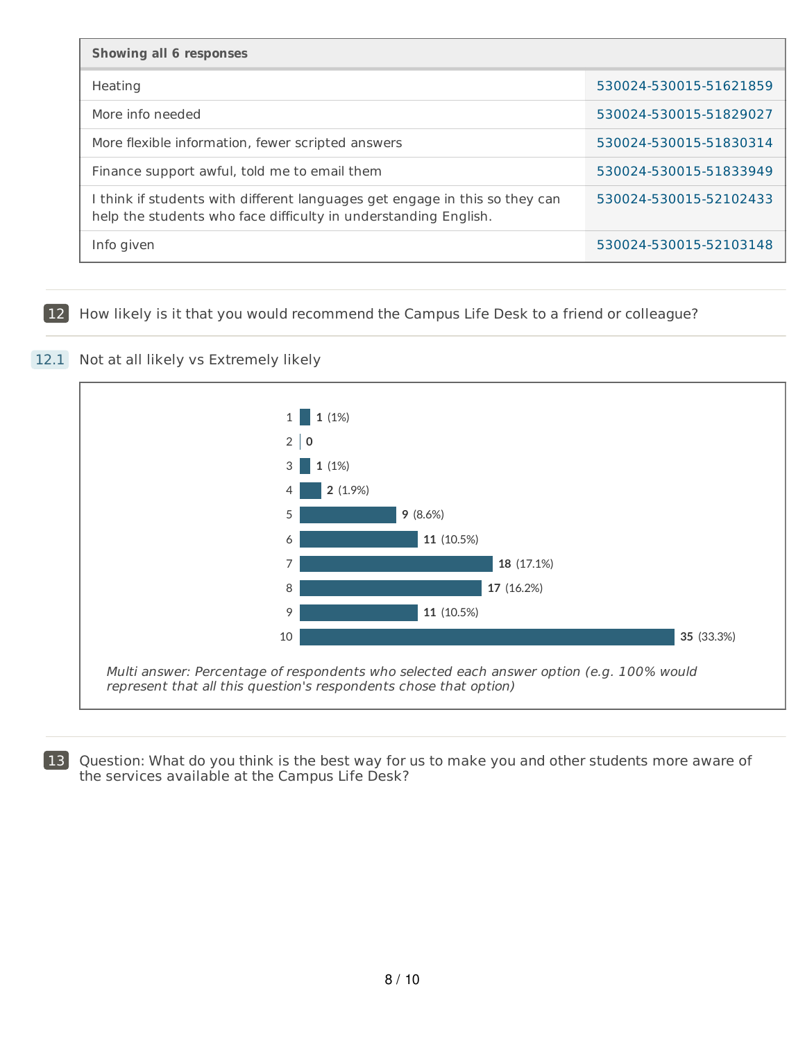| Showing all 6 responses | |
|---|---|
| Heating | 530024-530015-51621859 |
| More info needed | 530024-530015-51829027 |
| More flexible information, fewer scripted answers | 530024-530015-51830314 |
| Finance support awful, told me to email them | 530024-530015-51833949 |
| I think if students with different languages get engage in this so they can help the students who face difficulty in understanding English. | 530024-530015-52102433 |
| Info given | 530024-530015-52103148 |

**12** How likely is it that you would recommend the Campus Life Desk to a friend or colleague?

**12.1** Not at all likely vs Extremely likely

| Rating | Count | Percentage |
|---|---|---|
| 1 | 1 | (1%) |
| 2 | 0 | |
| 3 | 1 | (1%) |
| 4 | 2 | (1.9%) |
| 5 | 9 | (8.6%) |
| 6 | 11 | (10.5%) |
| 7 | 18 | (17.1%) |
| 8 | 17 | (16.2%) |
| 9 | 11 | (10.5%) |
| 10 | 35 | (33.3%) |

*Multi answer: Percentage of respondents who selected each answer option (e.g. 100% would represent that all this question's respondents chose that option)*

**13** Question: What do you think is the best way for us to make you and other students more aware of the services available at the Campus Life Desk?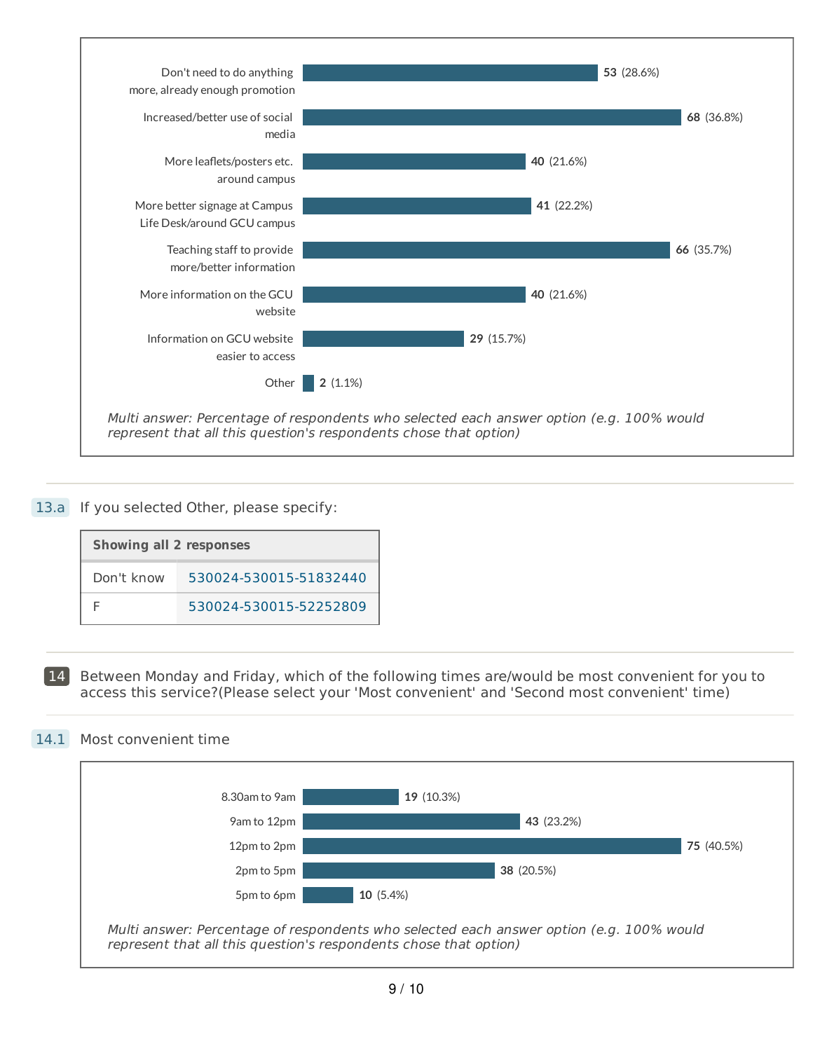| Option | Count | Percentage |
|---|---|---|
| Don't need to do anything more, already enough promotion | 53 | (28.6%) |
| Increased/better use of social media | 68 | (36.8%) |
| More leaflets/posters etc. around campus | 40 | (21.6%) |
| More better signage at Campus Life Desk/around GCU campus | 41 | (22.2%) |
| Teaching staff to provide more/better information | 66 | (35.7%) |
| More information on the GCU website | 40 | (21.6%) |
| Information on GCU website easier to access | 29 | (15.7%) |
| Other | 2 | (1.1%) |

*Multi answer: Percentage of respondents who selected each answer option (e.g. 100% would represent that all this question's respondents chose that option)*

## 13.a If you selected Other, please specify:

| Showing all 2 responses | |
|---|---|
| Don't know | 530024-530015-51832440 |
| F | 530024-530015-52252809 |

## 14 Between Monday and Friday, which of the following times are/would be most convenient for you to access this service?(Please select your 'Most convenient' and 'Second most convenient' time)

### 14.1 Most convenient time

| Option | Count | Percentage |
|---|---|---|
| 8.30am to 9am | 19 | (10.3%) |
| 9am to 12pm | 43 | (23.2%) |
| 12pm to 2pm | 75 | (40.5%) |
| 2pm to 5pm | 38 | (20.5%) |
| 5pm to 6pm | 10 | (5.4%) |

*Multi answer: Percentage of respondents who selected each answer option (e.g. 100% would represent that all this question's respondents chose that option)*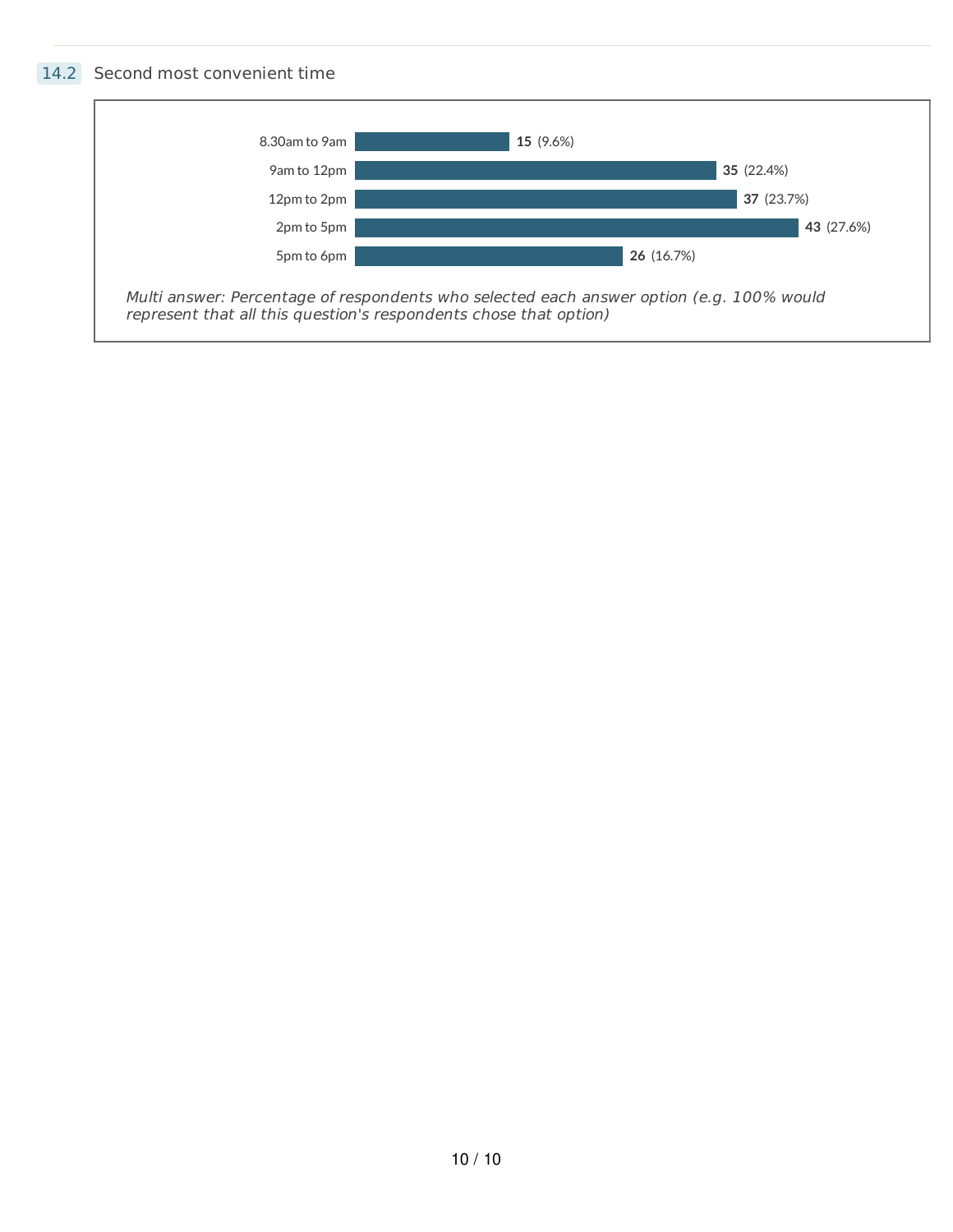## 14.2 Second most convenient time

8.30am to 9am 15 (9.6%)
9am to 12pm 35 (22.4%)
12pm to 2pm 37 (23.7%)
2pm to 5pm 43 (27.6%)
5pm to 6pm 26 (16.7%)

*Multi answer: Percentage of respondents who selected each answer option (e.g. 100% would represent that all this question's respondents chose that option)*